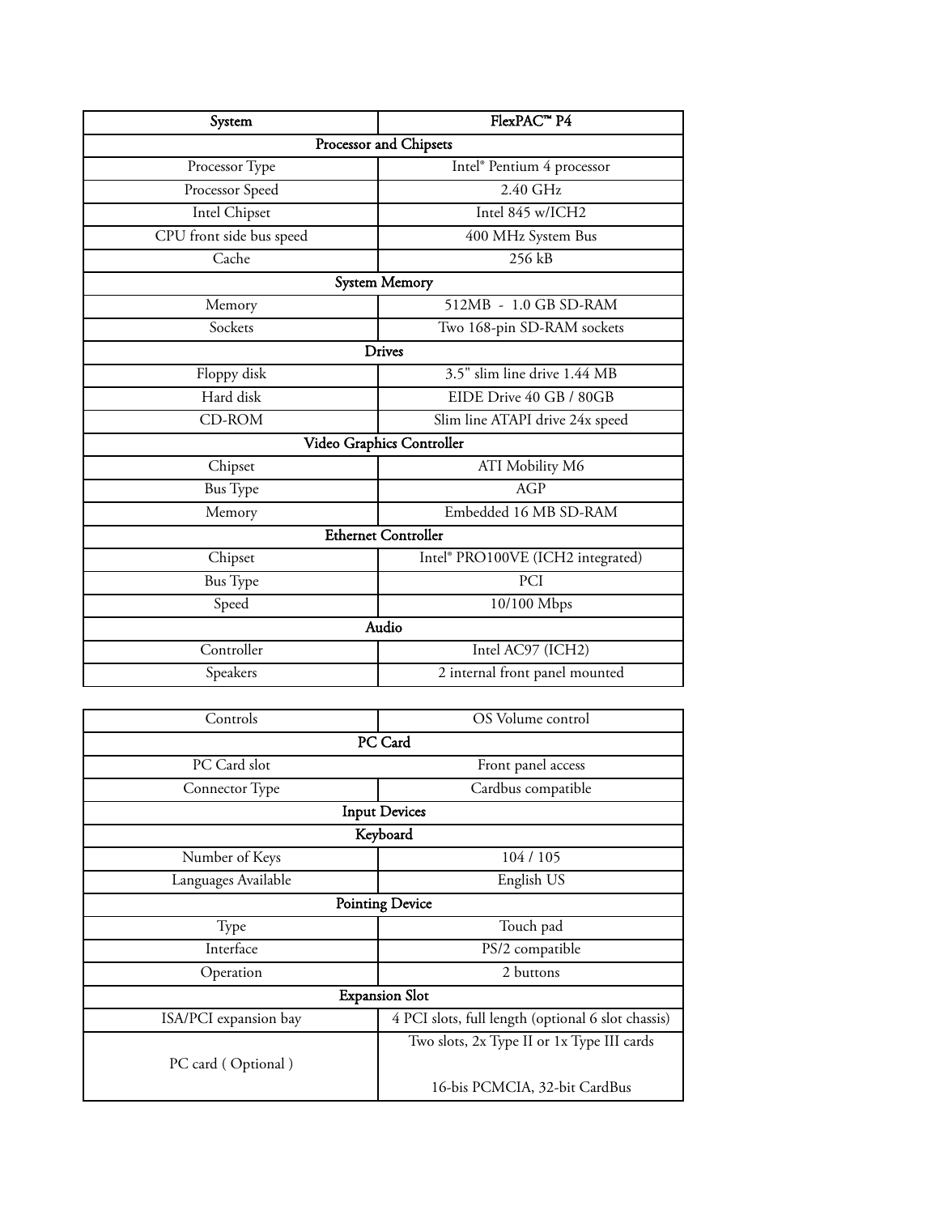| System | FlexPAC™ P4 |
|---|---|
| **Processor and Chipsets** | |
| Processor Type | Intel® Pentium 4 processor |
| Processor Speed | 2.40 GHz |
| Intel Chipset | Intel 845 w/ICH2 |
| CPU front side bus speed | 400 MHz System Bus |
| Cache | 256 kB |
| **System Memory** | |
| Memory | 512MB - 1.0 GB SD-RAM |
| Sockets | Two 168-pin SD-RAM sockets |
| **Drives** | |
| Floppy disk | 3.5" slim line drive 1.44 MB |
| Hard disk | EIDE Drive 40 GB / 80GB |
| CD-ROM | Slim line ATAPI drive 24x speed |
| **Video Graphics Controller** | |
| Chipset | ATI Mobility M6 |
| Bus Type | AGP |
| Memory | Embedded 16 MB SD-RAM |
| **Ethernet Controller** | |
| Chipset | Intel® PRO100VE (ICH2 integrated) |
| Bus Type | PCI |
| Speed | 10/100 Mbps |
| **Audio** | |
| Controller | Intel AC97 (ICH2) |
| Speakers | 2 internal front panel mounted |
| Controls | OS Volume control |
| **PC Card** | |
| PC Card slot | Front panel access |
| Connector Type | Cardbus compatible |
| **Input Devices** | |
| **Keyboard** | |
| Number of Keys | 104 / 105 |
| Languages Available | English US |
| **Pointing Device** | |
| Type | Touch pad |
| Interface | PS/2 compatible |
| Operation | 2 buttons |
| **Expansion Slot** | |
| ISA/PCI expansion bay | 4 PCI slots, full length (optional 6 slot chassis) |
| PC card ( Optional ) | Two slots, 2x Type II or 1x Type III cards<br><br>16-bis PCMCIA, 32-bit CardBus |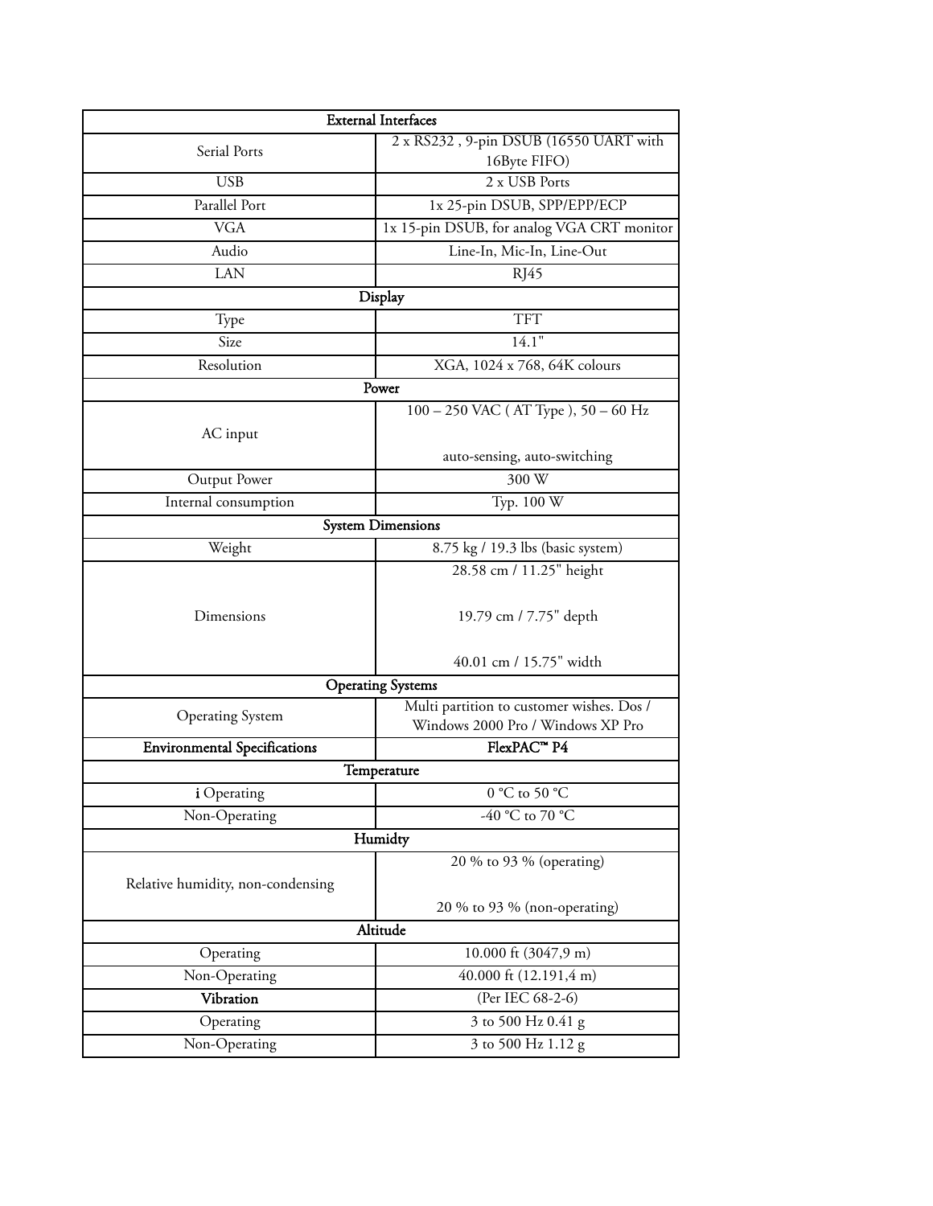| External Interfaces | |
|---|---|
| Serial Ports | 2 x RS232 , 9-pin DSUB (16550 UART with 16Byte FIFO) |
| USB | 2 x USB Ports |
| Parallel Port | 1x 25-pin DSUB, SPP/EPP/ECP |
| VGA | 1x 15-pin DSUB, for analog VGA CRT monitor |
| Audio | Line-In, Mic-In, Line-Out |
| LAN | RJ45 |
| **Display** | |
| Type | TFT |
| Size | 14.1" |
| Resolution | XGA, 1024 x 768, 64K colours |
| **Power** | |
| AC input | 100 – 250 VAC ( AT Type ), 50 – 60 Hz<br><br>auto-sensing, auto-switching |
| Output Power | 300 W |
| Internal consumption | Typ. 100 W |
| **System Dimensions** | |
| Weight | 8.75 kg / 19.3 lbs (basic system) |
| Dimensions | 28.58 cm / 11.25" height<br><br>19.79 cm / 7.75" depth<br><br>40.01 cm / 15.75" width |
| **Operating Systems** | |
| Operating System | Multi partition to customer wishes. Dos / Windows 2000 Pro / Windows XP Pro |
| **Environmental Specifications** | **FlexPAC™ P4** |
| **Temperature** | |
| **i** Operating | 0 °C to 50 °C |
| Non-Operating | -40 °C to 70 °C |
| **Humidty** | |
| Relative humidity, non-condensing | 20 % to 93 % (operating)<br><br>20 % to 93 % (non-operating) |
| **Altitude** | |
| Operating | 10.000 ft (3047,9 m) |
| Non-Operating | 40.000 ft (12.191,4 m) |
| **Vibration** | (Per IEC 68-2-6) |
| Operating | 3 to 500 Hz 0.41 g |
| Non-Operating | 3 to 500 Hz 1.12 g |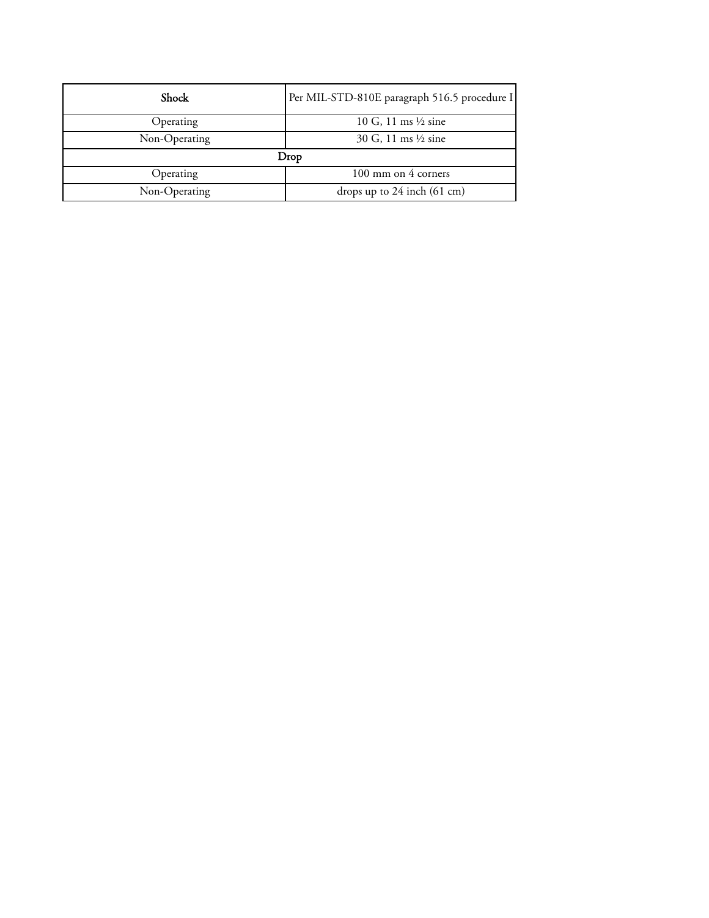| Shock | Per MIL-STD-810E paragraph 516.5 procedure I |
| --- | --- |
| Operating | 10 G, 11 ms ½ sine |
| Non-Operating | 30 G, 11 ms ½ sine |
| Drop | |
| Operating | 100 mm on 4 corners |
| Non-Operating | drops up to 24 inch (61 cm) |